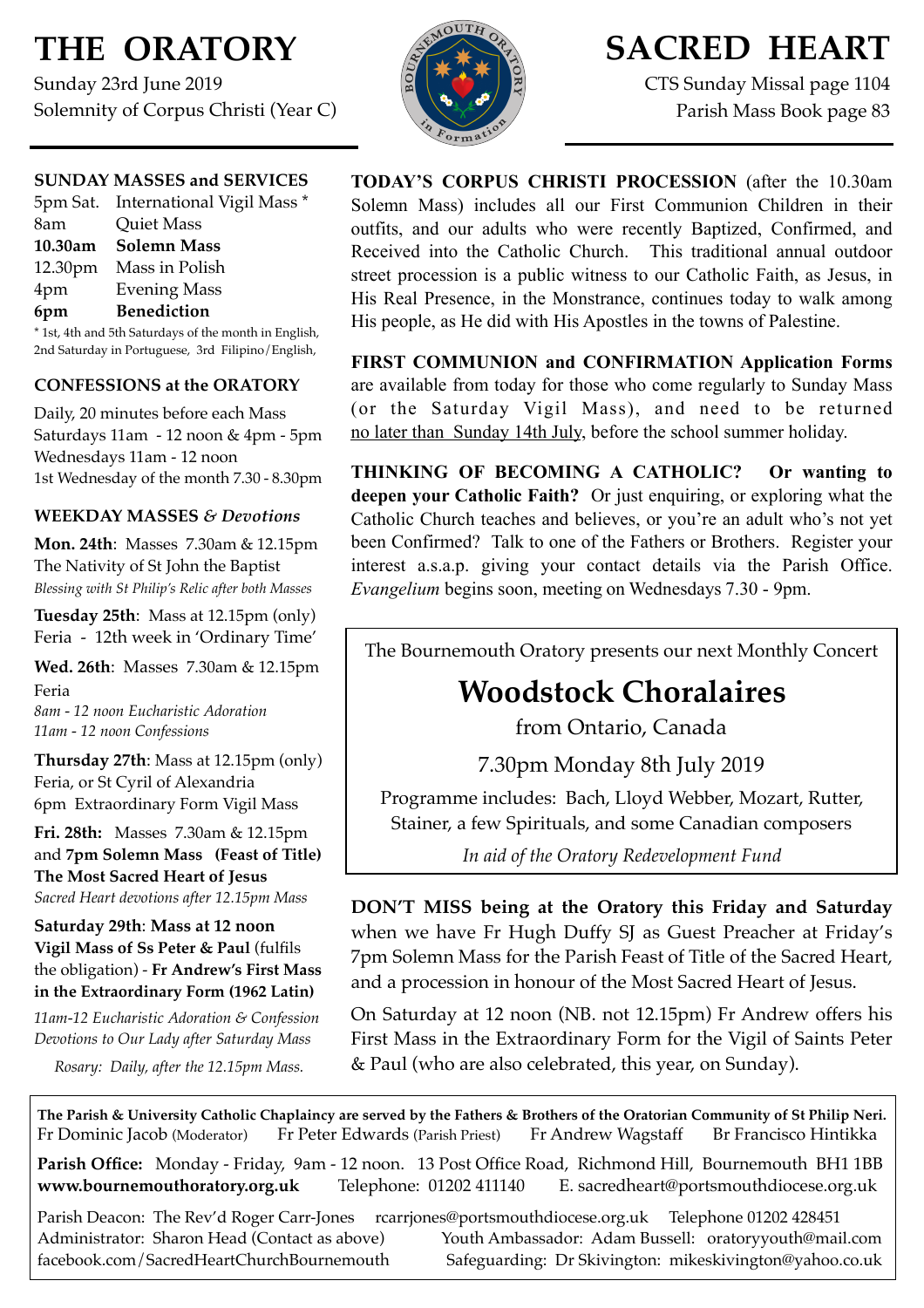# THE ORATORY

Sunday 23rd June 2019
Solemnity of Corpus Christi (Year C)

# SACRED HEART

CTS Sunday Missal page 1104
Parish Mass Book page 83

### SUNDAY MASSES and SERVICES

| | |
|---|---|
| 5pm Sat. | International Vigil Mass * |
| 8am | Quiet Mass |
| **10.30am** | **Solemn Mass** |
| 12.30pm | Mass in Polish |
| 4pm | Evening Mass |
| **6pm** | **Benediction** |

* 1st, 4th and 5th Saturdays of the month in English, 2nd Saturday in Portuguese, 3rd Filipino/English,

### CONFESSIONS at the ORATORY

Daily, 20 minutes before each Mass
Saturdays 11am - 12 noon & 4pm - 5pm
Wednesdays 11am - 12 noon
1st Wednesday of the month 7.30 - 8.30pm

### WEEKDAY MASSES *& Devotions*

**Mon. 24th**: Masses 7.30am & 12.15pm
The Nativity of St John the Baptist
*Blessing with St Philip's Relic after both Masses*

**Tuesday 25th**: Mass at 12.15pm (only)
Feria - 12th week in 'Ordinary Time'

**Wed. 26th**: Masses 7.30am & 12.15pm
Feria
*8am - 12 noon Eucharistic Adoration*
*11am - 12 noon Confessions*

**Thursday 27th**: Mass at 12.15pm (only)
Feria, or St Cyril of Alexandria
6pm Extraordinary Form Vigil Mass

**Fri. 28th:** Masses 7.30am & 12.15pm and **7pm Solemn Mass (Feast of Title) The Most Sacred Heart of Jesus**
*Sacred Heart devotions after 12.15pm Mass*

**Saturday 29th**: **Mass at 12 noon Vigil Mass of Ss Peter & Paul** (fulfils the obligation) - **Fr Andrew's First Mass in the Extraordinary Form (1962 Latin)**

*11am-12 Eucharistic Adoration & Confession*
*Devotions to Our Lady after Saturday Mass*

*Rosary: Daily, after the 12.15pm Mass.*

**TODAY'S CORPUS CHRISTI PROCESSION** (after the 10.30am Solemn Mass) includes all our First Communion Children in their outfits, and our adults who were recently Baptized, Confirmed, and Received into the Catholic Church. This traditional annual outdoor street procession is a public witness to our Catholic Faith, as Jesus, in His Real Presence, in the Monstrance, continues today to walk among His people, as He did with His Apostles in the towns of Palestine.

**FIRST COMMUNION and CONFIRMATION Application Forms** are available from today for those who come regularly to Sunday Mass (or the Saturday Vigil Mass), and need to be returned no later than Sunday 14th July, before the school summer holiday.

**THINKING OF BECOMING A CATHOLIC? Or wanting to deepen your Catholic Faith?** Or just enquiring, or exploring what the Catholic Church teaches and believes, or you're an adult who's not yet been Confirmed? Talk to one of the Fathers or Brothers. Register your interest a.s.a.p. giving your contact details via the Parish Office. *Evangelium* begins soon, meeting on Wednesdays 7.30 - 9pm.

The Bournemouth Oratory presents our next Monthly Concert

## Woodstock Choralaires

from Ontario, Canada

7.30pm Monday 8th July 2019

Programme includes: Bach, Lloyd Webber, Mozart, Rutter, Stainer, a few Spirituals, and some Canadian composers

*In aid of the Oratory Redevelopment Fund*

**DON'T MISS being at the Oratory this Friday and Saturday** when we have Fr Hugh Duffy SJ as Guest Preacher at Friday's 7pm Solemn Mass for the Parish Feast of Title of the Sacred Heart, and a procession in honour of the Most Sacred Heart of Jesus.

On Saturday at 12 noon (NB. not 12.15pm) Fr Andrew offers his First Mass in the Extraordinary Form for the Vigil of Saints Peter & Paul (who are also celebrated, this year, on Sunday).

**The Parish & University Catholic Chaplaincy are served by the Fathers & Brothers of the Oratorian Community of St Philip Neri.**
Fr Dominic Jacob (Moderator) Fr Peter Edwards (Parish Priest) Fr Andrew Wagstaff Br Francisco Hintikka

**Parish Office:** Monday - Friday, 9am - 12 noon. 13 Post Office Road, Richmond Hill, Bournemouth BH1 1BB
**www.bournemouthoratory.org.uk** Telephone: 01202 411140 E. sacredheart@portsmouthdiocese.org.uk

Parish Deacon: The Rev'd Roger Carr-Jones rcarrjones@portsmouthdiocese.org.uk Telephone 01202 428451
Administrator: Sharon Head (Contact as above) Youth Ambassador: Adam Bussell: oratoryyouth@mail.com
facebook.com/SacredHeartChurchBournemouth Safeguarding: Dr Skivington: mikeskivington@yahoo.co.uk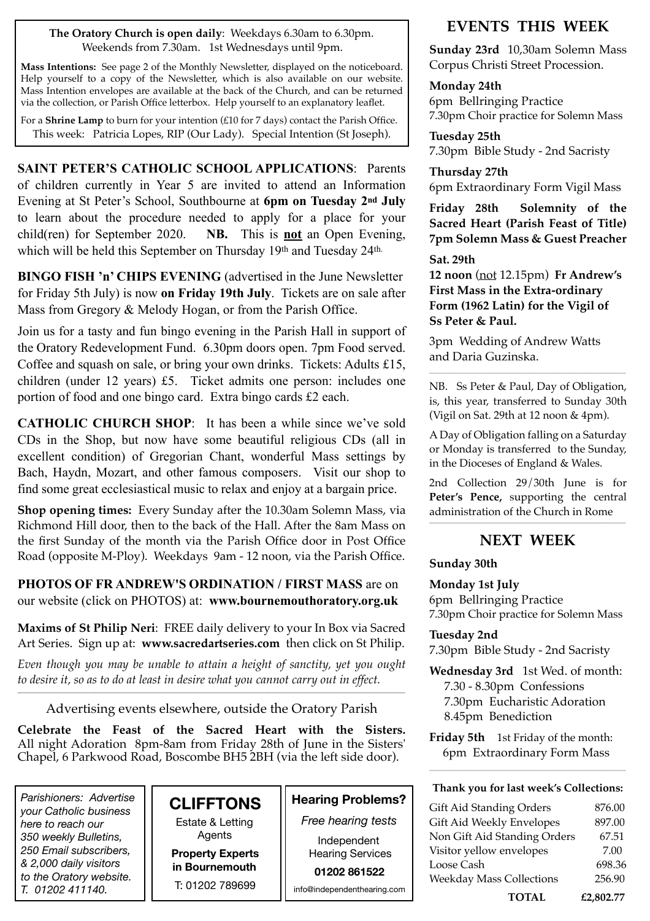**The Oratory Church is open daily**: Weekdays 6.30am to 6.30pm. Weekends from 7.30am. 1st Wednesdays until 9pm.

**Mass Intentions:** See page 2 of the Monthly Newsletter, displayed on the noticeboard. Help yourself to a copy of the Newsletter, which is also available on our website. Mass Intention envelopes are available at the back of the Church, and can be returned via the collection, or Parish Office letterbox. Help yourself to an explanatory leaflet.

For a **Shrine Lamp** to burn for your intention (£10 for 7 days) contact the Parish Office. This week: Patricia Lopes, RIP (Our Lady). Special Intention (St Joseph).

**SAINT PETER'S CATHOLIC SCHOOL APPLICATIONS**: Parents of children currently in Year 5 are invited to attend an Information Evening at St Peter's School, Southbourne at **6pm on Tuesday 2nd July** to learn about the procedure needed to apply for a place for your child(ren) for September 2020. **NB.** This is **not** an Open Evening, which will be held this September on Thursday 19th and Tuesday 24th.

**BINGO FISH 'n' CHIPS EVENING** (advertised in the June Newsletter for Friday 5th July) is now **on Friday 19th July**. Tickets are on sale after Mass from Gregory & Melody Hogan, or from the Parish Office.

Join us for a tasty and fun bingo evening in the Parish Hall in support of the Oratory Redevelopment Fund. 6.30pm doors open. 7pm Food served. Coffee and squash on sale, or bring your own drinks. Tickets: Adults £15, children (under 12 years) £5. Ticket admits one person: includes one portion of food and one bingo card. Extra bingo cards £2 each.

**CATHOLIC CHURCH SHOP**: It has been a while since we've sold CDs in the Shop, but now have some beautiful religious CDs (all in excellent condition) of Gregorian Chant, wonderful Mass settings by Bach, Haydn, Mozart, and other famous composers. Visit our shop to find some great ecclesiastical music to relax and enjoy at a bargain price.

**Shop opening times:** Every Sunday after the 10.30am Solemn Mass, via Richmond Hill door, then to the back of the Hall. After the 8am Mass on the first Sunday of the month via the Parish Office door in Post Office Road (opposite M-Ploy). Weekdays 9am - 12 noon, via the Parish Office.

**PHOTOS OF FR ANDREW'S ORDINATION / FIRST MASS** are on our website (click on PHOTOS) at: **www.bournemouthoratory.org.uk**

**Maxims of St Philip Neri**: FREE daily delivery to your In Box via Sacred Art Series. Sign up at: **www.sacredartseries.com** then click on St Philip.

*Even though you may be unable to attain a height of sanctity, yet you ought to desire it, so as to do at least in desire what you cannot carry out in effect.*

Advertising events elsewhere, outside the Oratory Parish

**Celebrate the Feast of the Sacred Heart with the Sisters.** All night Adoration 8pm-8am from Friday 28th of June in the Sisters' Chapel, 6 Parkwood Road, Boscombe BH5 2BH (via the left side door).

*Parishioners: Advertise your Catholic business here to reach our 350 weekly Bulletins, 250 Email subscribers, & 2,000 daily visitors to the Oratory website. T. 01202 411140.*

**CLIFFTONS**
Estate & Letting Agents
**Property Experts in Bournemouth**
T: 01202 789699

**Hearing Problems?**
*Free hearing tests*
Independent Hearing Services
**01202 861522**
info@independenthearing.com

## EVENTS THIS WEEK

**Sunday 23rd** 10,30am Solemn Mass Corpus Christi Street Procession.

**Monday 24th**
6pm Bellringing Practice
7.30pm Choir practice for Solemn Mass

**Tuesday 25th**
7.30pm Bible Study - 2nd Sacristy

**Thursday 27th**
6pm Extraordinary Form Vigil Mass

**Friday 28th Solemnity of the Sacred Heart (Parish Feast of Title) 7pm Solemn Mass & Guest Preacher**

**Sat. 29th**
**12 noon** (not 12.15pm) **Fr Andrew's First Mass in the Extra-ordinary Form (1962 Latin) for the Vigil of Ss Peter & Paul.**

3pm Wedding of Andrew Watts and Daria Guzinska.

NB. Ss Peter & Paul, Day of Obligation, is, this year, transferred to Sunday 30th (Vigil on Sat. 29th at 12 noon & 4pm).

A Day of Obligation falling on a Saturday or Monday is transferred to the Sunday, in the Dioceses of England & Wales.

2nd Collection 29/30th June is for **Peter's Pence,** supporting the central administration of the Church in Rome

## NEXT WEEK

**Sunday 30th**

**Monday 1st July**
6pm Bellringing Practice
7.30pm Choir practice for Solemn Mass

**Tuesday 2nd**
7.30pm Bible Study - 2nd Sacristy

**Wednesday 3rd** 1st Wed. of month:
7.30 - 8.30pm Confessions
7.30pm Eucharistic Adoration
8.45pm Benediction

**Friday 5th** 1st Friday of the month:
6pm Extraordinary Form Mass

**Thank you for last week's Collections:**

| | |
|---|---|
| Gift Aid Standing Orders | 876.00 |
| Gift Aid Weekly Envelopes | 897.00 |
| Non Gift Aid Standing Orders | 67.51 |
| Visitor yellow envelopes | 7.00 |
| Loose Cash | 698.36 |
| Weekday Mass Collections | 256.90 |
| **TOTAL** | **£2,802.77** |